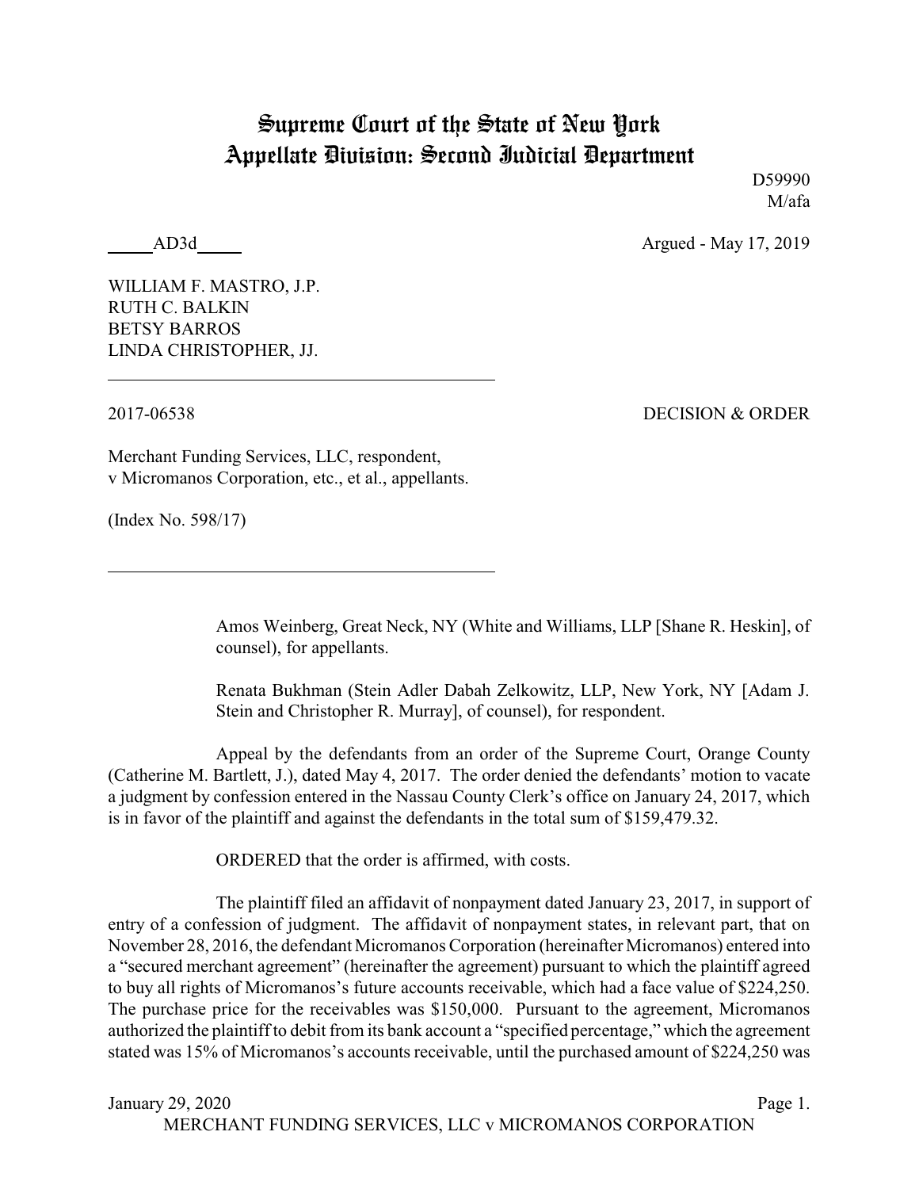# Supreme Court of the State of New York
# Appellate Division: Second Judicial Department

D59990
M/afa

\_\_\_\_\_AD3d\_\_\_\_\_ Argued - May 17, 2019

WILLIAM F. MASTRO, J.P.
RUTH C. BALKIN
BETSY BARROS
LINDA CHRISTOPHER, JJ.

---

2017-06538 DECISION & ORDER

Merchant Funding Services, LLC, respondent,
v Micromanos Corporation, etc., et al., appellants.

(Index No. 598/17)

---

Amos Weinberg, Great Neck, NY (White and Williams, LLP [Shane R. Heskin], of counsel), for appellants.

Renata Bukhman (Stein Adler Dabah Zelkowitz, LLP, New York, NY [Adam J. Stein and Christopher R. Murray], of counsel), for respondent.

Appeal by the defendants from an order of the Supreme Court, Orange County (Catherine M. Bartlett, J.), dated May 4, 2017. The order denied the defendants' motion to vacate a judgment by confession entered in the Nassau County Clerk's office on January 24, 2017, which is in favor of the plaintiff and against the defendants in the total sum of $159,479.32.

ORDERED that the order is affirmed, with costs.

The plaintiff filed an affidavit of nonpayment dated January 23, 2017, in support of entry of a confession of judgment. The affidavit of nonpayment states, in relevant part, that on November 28, 2016, the defendant Micromanos Corporation (hereinafter Micromanos) entered into a "secured merchant agreement" (hereinafter the agreement) pursuant to which the plaintiff agreed to buy all rights of Micromanos's future accounts receivable, which had a face value of $224,250. The purchase price for the receivables was $150,000. Pursuant to the agreement, Micromanos authorized the plaintiff to debit from its bank account a "specified percentage," which the agreement stated was 15% of Micromanos's accounts receivable, until the purchased amount of $224,250 was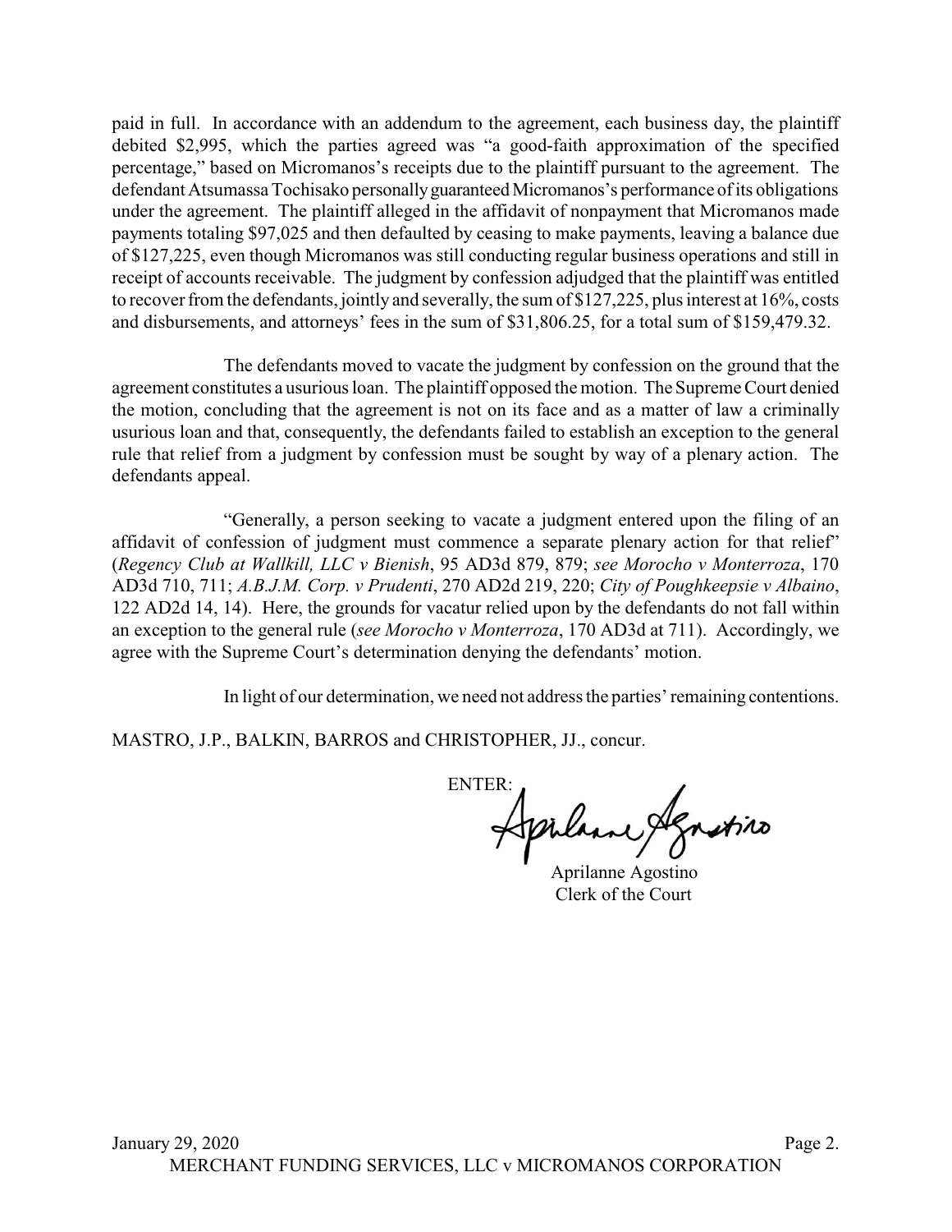paid in full. In accordance with an addendum to the agreement, each business day, the plaintiff debited $2,995, which the parties agreed was "a good-faith approximation of the specified percentage," based on Micromanos's receipts due to the plaintiff pursuant to the agreement. The defendant Atsumassa Tochisako personally guaranteed Micromanos's performance of its obligations under the agreement. The plaintiff alleged in the affidavit of nonpayment that Micromanos made payments totaling $97,025 and then defaulted by ceasing to make payments, leaving a balance due of $127,225, even though Micromanos was still conducting regular business operations and still in receipt of accounts receivable. The judgment by confession adjudged that the plaintiff was entitled to recover from the defendants, jointly and severally, the sum of $127,225, plus interest at 16%, costs and disbursements, and attorneys' fees in the sum of $31,806.25, for a total sum of $159,479.32.

The defendants moved to vacate the judgment by confession on the ground that the agreement constitutes a usurious loan. The plaintiff opposed the motion. The Supreme Court denied the motion, concluding that the agreement is not on its face and as a matter of law a criminally usurious loan and that, consequently, the defendants failed to establish an exception to the general rule that relief from a judgment by confession must be sought by way of a plenary action. The defendants appeal.

"Generally, a person seeking to vacate a judgment entered upon the filing of an affidavit of confession of judgment must commence a separate plenary action for that relief" (*Regency Club at Wallkill, LLC v Bienish*, 95 AD3d 879, 879; *see Morocho v Monterroza*, 170 AD3d 710, 711; *A.B.J.M. Corp. v Prudenti*, 270 AD2d 219, 220; *City of Poughkeepsie v Albaino*, 122 AD2d 14, 14). Here, the grounds for vacatur relied upon by the defendants do not fall within an exception to the general rule (*see Morocho v Monterroza*, 170 AD3d at 711). Accordingly, we agree with the Supreme Court's determination denying the defendants' motion.

In light of our determination, we need not address the parties' remaining contentions.

MASTRO, J.P., BALKIN, BARROS and CHRISTOPHER, JJ., concur.

ENTER:

Aprilanne Agostino
Clerk of the Court

January 29, 2020

MERCHANT FUNDING SERVICES, LLC v MICROMANOS CORPORATION